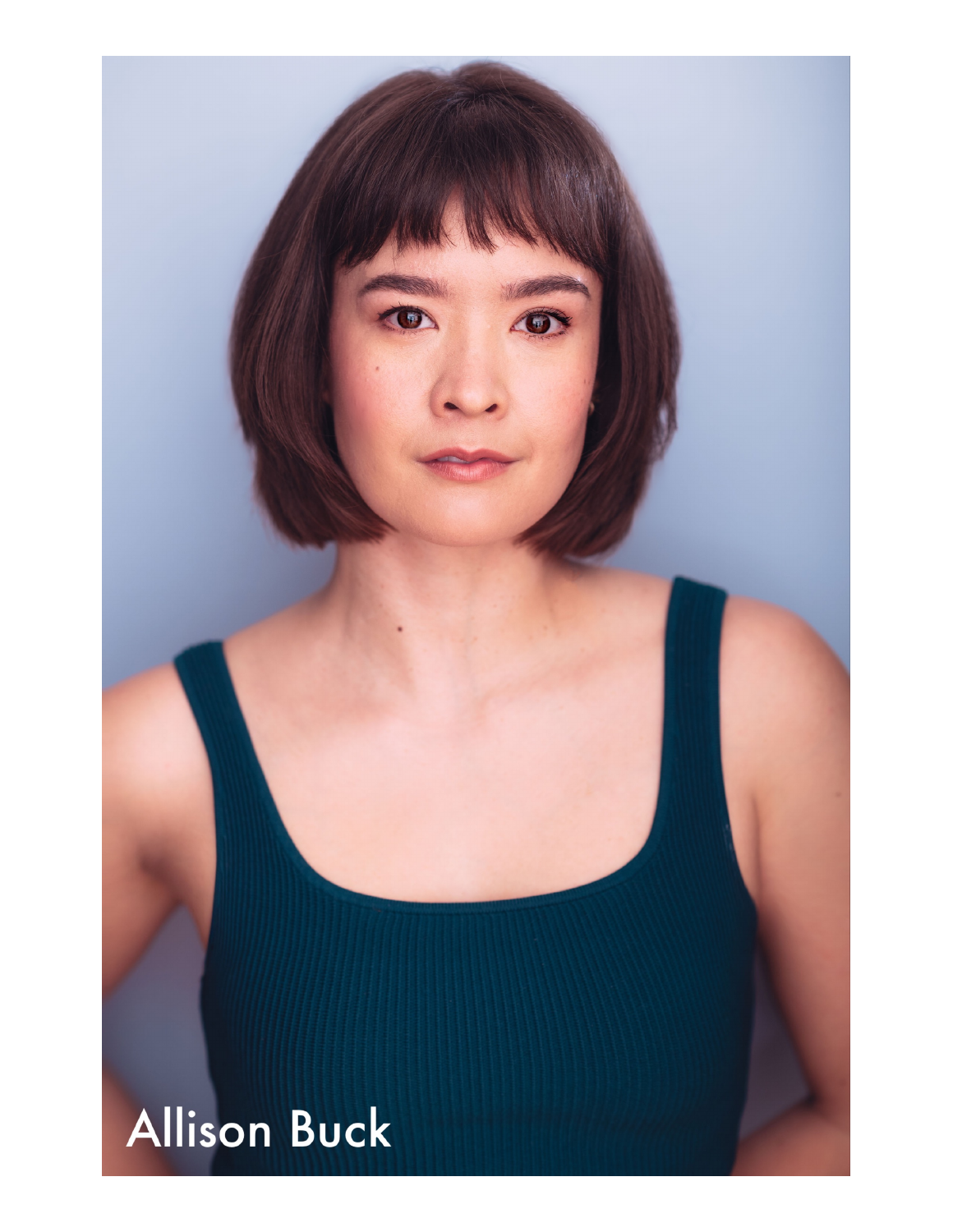Allison Buck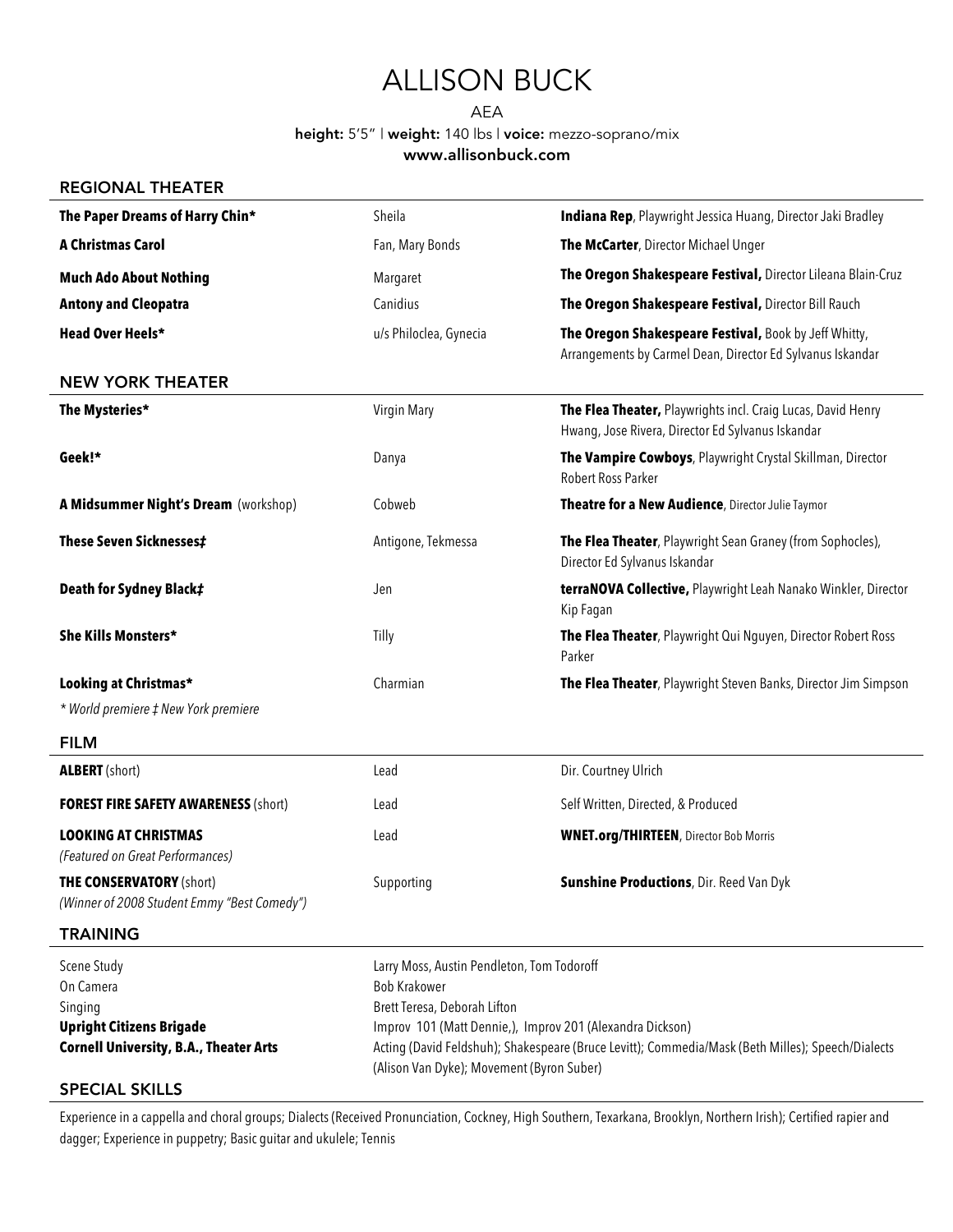# ALLISON BUCK

AEA

**height:** 5'5" | **weight:** 140 lbs | **voice:** mezzo-soprano/mix

**www.allisonbuck.com**

## REGIONAL THEATER

| | | |
|---|---|---|
| **The Paper Dreams of Harry Chin*** | Sheila | **Indiana Rep**, Playwright Jessica Huang, Director Jaki Bradley |
| **A Christmas Carol** | Fan, Mary Bonds | **The McCarter**, Director Michael Unger |
| **Much Ado About Nothing** | Margaret | **The Oregon Shakespeare Festival,** Director Lileana Blain-Cruz |
| **Antony and Cleopatra** | Canidius | **The Oregon Shakespeare Festival,** Director Bill Rauch |
| **Head Over Heels*** | u/s Philoclea, Gynecia | **The Oregon Shakespeare Festival,** Book by Jeff Whitty, Arrangements by Carmel Dean, Director Ed Sylvanus Iskandar |

## NEW YORK THEATER

| | | |
|---|---|---|
| **The Mysteries*** | Virgin Mary | **The Flea Theater,** Playwrights incl. Craig Lucas, David Henry Hwang, Jose Rivera, Director Ed Sylvanus Iskandar |
| **Geek!*** | Danya | **The Vampire Cowboys**, Playwright Crystal Skillman, Director Robert Ross Parker |
| **A Midsummer Night's Dream** (workshop) | Cobweb | **Theatre for a New Audience**, Director Julie Taymor |
| **These Seven Sicknesses‡** | Antigone, Tekmessa | **The Flea Theater**, Playwright Sean Graney (from Sophocles), Director Ed Sylvanus Iskandar |
| **Death for Sydney Black‡** | Jen | **terraNOVA Collective,** Playwright Leah Nanako Winkler, Director Kip Fagan |
| **She Kills Monsters*** | Tilly | **The Flea Theater**, Playwright Qui Nguyen, Director Robert Ross Parker |
| **Looking at Christmas*** | Charmian | **The Flea Theater**, Playwright Steven Banks, Director Jim Simpson |

*\* World premiere ‡ New York premiere*

## FILM

| | | |
|---|---|---|
| **ALBERT** (short) | Lead | Dir. Courtney Ulrich |
| **FOREST FIRE SAFETY AWARENESS** (short) | Lead | Self Written, Directed, & Produced |
| **LOOKING AT CHRISTMAS** *(Featured on Great Performances)* | Lead | **WNET.org/THIRTEEN**, Director Bob Morris |
| **THE CONSERVATORY** (short) *(Winner of 2008 Student Emmy "Best Comedy")* | Supporting | **Sunshine Productions**, Dir. Reed Van Dyk |

## TRAINING

| | |
|---|---|
| Scene Study | Larry Moss, Austin Pendleton, Tom Todoroff |
| On Camera | Bob Krakower |
| Singing | Brett Teresa, Deborah Lifton |
| **Upright Citizens Brigade** | Improv 101 (Matt Dennie,), Improv 201 (Alexandra Dickson) |
| **Cornell University, B.A., Theater Arts** | Acting (David Feldshuh); Shakespeare (Bruce Levitt); Commedia/Mask (Beth Milles); Speech/Dialects (Alison Van Dyke); Movement (Byron Suber) |

## SPECIAL SKILLS

Experience in a cappella and choral groups; Dialects (Received Pronunciation, Cockney, High Southern, Texarkana, Brooklyn, Northern Irish); Certified rapier and dagger; Experience in puppetry; Basic guitar and ukulele; Tennis